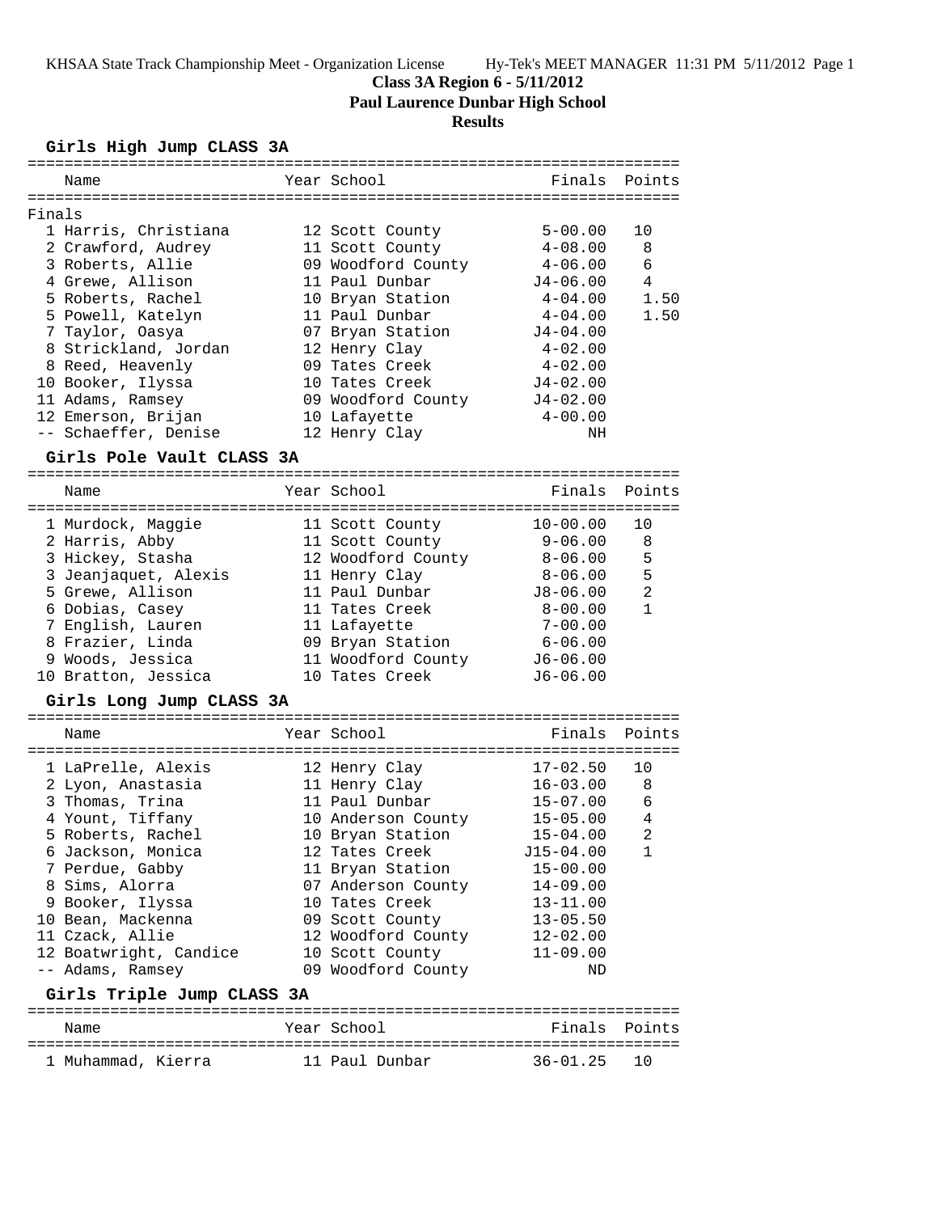# Class 3A Region 6 - 5/11/2012

## Paul Laurence Dunbar High School

### Results

#### Girls High Jump CLASS 3A

| Place | Name | Year | School | Finals | Points |
|---|---|---|---|---|---|
| **Finals** | | | | | |
| 1 | Harris, Christiana | 12 | Scott County | 5-00.00 | 10 |
| 2 | Crawford, Audrey | 11 | Scott County | 4-08.00 | 8 |
| 3 | Roberts, Allie | 09 | Woodford County | 4-06.00 | 6 |
| 4 | Grewe, Allison | 11 | Paul Dunbar | J4-06.00 | 4 |
| 5 | Roberts, Rachel | 10 | Bryan Station | 4-04.00 | 1.50 |
| 5 | Powell, Katelyn | 11 | Paul Dunbar | 4-04.00 | 1.50 |
| 7 | Taylor, Oasya | 07 | Bryan Station | J4-04.00 | |
| 8 | Strickland, Jordan | 12 | Henry Clay | 4-02.00 | |
| 8 | Reed, Heavenly | 09 | Tates Creek | 4-02.00 | |
| 10 | Booker, Ilyssa | 10 | Tates Creek | J4-02.00 | |
| 11 | Adams, Ramsey | 09 | Woodford County | J4-02.00 | |
| 12 | Emerson, Brijan | 10 | Lafayette | 4-00.00 | |
| -- | Schaeffer, Denise | 12 | Henry Clay | NH | |

#### Girls Pole Vault CLASS 3A

| Place | Name | Year | School | Finals | Points |
|---|---|---|---|---|---|
| 1 | Murdock, Maggie | 11 | Scott County | 10-00.00 | 10 |
| 2 | Harris, Abby | 11 | Scott County | 9-06.00 | 8 |
| 3 | Hickey, Stasha | 12 | Woodford County | 8-06.00 | 5 |
| 3 | Jeanjaquet, Alexis | 11 | Henry Clay | 8-06.00 | 5 |
| 5 | Grewe, Allison | 11 | Paul Dunbar | J8-06.00 | 2 |
| 6 | Dobias, Casey | 11 | Tates Creek | 8-00.00 | 1 |
| 7 | English, Lauren | 11 | Lafayette | 7-00.00 | |
| 8 | Frazier, Linda | 09 | Bryan Station | 6-06.00 | |
| 9 | Woods, Jessica | 11 | Woodford County | J6-06.00 | |
| 10 | Bratton, Jessica | 10 | Tates Creek | J6-06.00 | |

#### Girls Long Jump CLASS 3A

| Place | Name | Year | School | Finals | Points |
|---|---|---|---|---|---|
| 1 | LaPrelle, Alexis | 12 | Henry Clay | 17-02.50 | 10 |
| 2 | Lyon, Anastasia | 11 | Henry Clay | 16-03.00 | 8 |
| 3 | Thomas, Trina | 11 | Paul Dunbar | 15-07.00 | 6 |
| 4 | Yount, Tiffany | 10 | Anderson County | 15-05.00 | 4 |
| 5 | Roberts, Rachel | 10 | Bryan Station | 15-04.00 | 2 |
| 6 | Jackson, Monica | 12 | Tates Creek | J15-04.00 | 1 |
| 7 | Perdue, Gabby | 11 | Bryan Station | 15-00.00 | |
| 8 | Sims, Alorra | 07 | Anderson County | 14-09.00 | |
| 9 | Booker, Ilyssa | 10 | Tates Creek | 13-11.00 | |
| 10 | Bean, Mackenna | 09 | Scott County | 13-05.50 | |
| 11 | Czack, Allie | 12 | Woodford County | 12-02.00 | |
| 12 | Boatwright, Candice | 10 | Scott County | 11-09.00 | |
| -- | Adams, Ramsey | 09 | Woodford County | ND | |

#### Girls Triple Jump CLASS 3A

| Place | Name | Year | School | Finals | Points |
|---|---|---|---|---|---|
| 1 | Muhammad, Kierra | 11 | Paul Dunbar | 36-01.25 | 10 |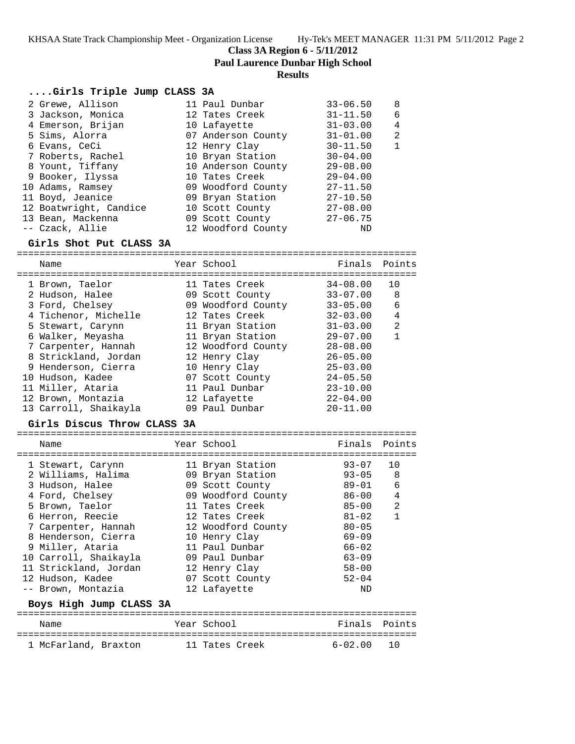**Class 3A Region 6 - 5/11/2012**

**Paul Laurence Dunbar High School**

**Results**

### ....Girls Triple Jump CLASS 3A

| Name | Year | School | Finals | Points |
|---|---|---|---|---|
| 2 Grewe, Allison | 11 | Paul Dunbar | 33-06.50 | 8 |
| 3 Jackson, Monica | 12 | Tates Creek | 31-11.50 | 6 |
| 4 Emerson, Brijan | 10 | Lafayette | 31-03.00 | 4 |
| 5 Sims, Alorra | 07 | Anderson County | 31-01.00 | 2 |
| 6 Evans, CeCi | 12 | Henry Clay | 30-11.50 | 1 |
| 7 Roberts, Rachel | 10 | Bryan Station | 30-04.00 | |
| 8 Yount, Tiffany | 10 | Anderson County | 29-08.00 | |
| 9 Booker, Ilyssa | 10 | Tates Creek | 29-04.00 | |
| 10 Adams, Ramsey | 09 | Woodford County | 27-11.50 | |
| 11 Boyd, Jeanice | 09 | Bryan Station | 27-10.50 | |
| 12 Boatwright, Candice | 10 | Scott County | 27-08.00 | |
| 13 Bean, Mackenna | 09 | Scott County | 27-06.75 | |
| -- Czack, Allie | 12 | Woodford County | ND | |

### Girls Shot Put CLASS 3A

| Name | Year | School | Finals | Points |
|---|---|---|---|---|
| 1 Brown, Taelor | 11 | Tates Creek | 34-08.00 | 10 |
| 2 Hudson, Halee | 09 | Scott County | 33-07.00 | 8 |
| 3 Ford, Chelsey | 09 | Woodford County | 33-05.00 | 6 |
| 4 Tichenor, Michelle | 12 | Tates Creek | 32-03.00 | 4 |
| 5 Stewart, Carynn | 11 | Bryan Station | 31-03.00 | 2 |
| 6 Walker, Meyasha | 11 | Bryan Station | 29-07.00 | 1 |
| 7 Carpenter, Hannah | 12 | Woodford County | 28-08.00 | |
| 8 Strickland, Jordan | 12 | Henry Clay | 26-05.00 | |
| 9 Henderson, Cierra | 10 | Henry Clay | 25-03.00 | |
| 10 Hudson, Kadee | 07 | Scott County | 24-05.50 | |
| 11 Miller, Ataria | 11 | Paul Dunbar | 23-10.00 | |
| 12 Brown, Montazia | 12 | Lafayette | 22-04.00 | |
| 13 Carroll, Shaikayla | 09 | Paul Dunbar | 20-11.00 | |

### Girls Discus Throw CLASS 3A

| Name | Year | School | Finals | Points |
|---|---|---|---|---|
| 1 Stewart, Carynn | 11 | Bryan Station | 93-07 | 10 |
| 2 Williams, Halima | 09 | Bryan Station | 93-05 | 8 |
| 3 Hudson, Halee | 09 | Scott County | 89-01 | 6 |
| 4 Ford, Chelsey | 09 | Woodford County | 86-00 | 4 |
| 5 Brown, Taelor | 11 | Tates Creek | 85-00 | 2 |
| 6 Herron, Reecie | 12 | Tates Creek | 81-02 | 1 |
| 7 Carpenter, Hannah | 12 | Woodford County | 80-05 | |
| 8 Henderson, Cierra | 10 | Henry Clay | 69-09 | |
| 9 Miller, Ataria | 11 | Paul Dunbar | 66-02 | |
| 10 Carroll, Shaikayla | 09 | Paul Dunbar | 63-09 | |
| 11 Strickland, Jordan | 12 | Henry Clay | 58-00 | |
| 12 Hudson, Kadee | 07 | Scott County | 52-04 | |
| -- Brown, Montazia | 12 | Lafayette | ND | |

### Boys High Jump CLASS 3A

| Name | Year | School | Finals | Points |
|---|---|---|---|---|
| 1 McFarland, Braxton | 11 | Tates Creek | 6-02.00 | 10 |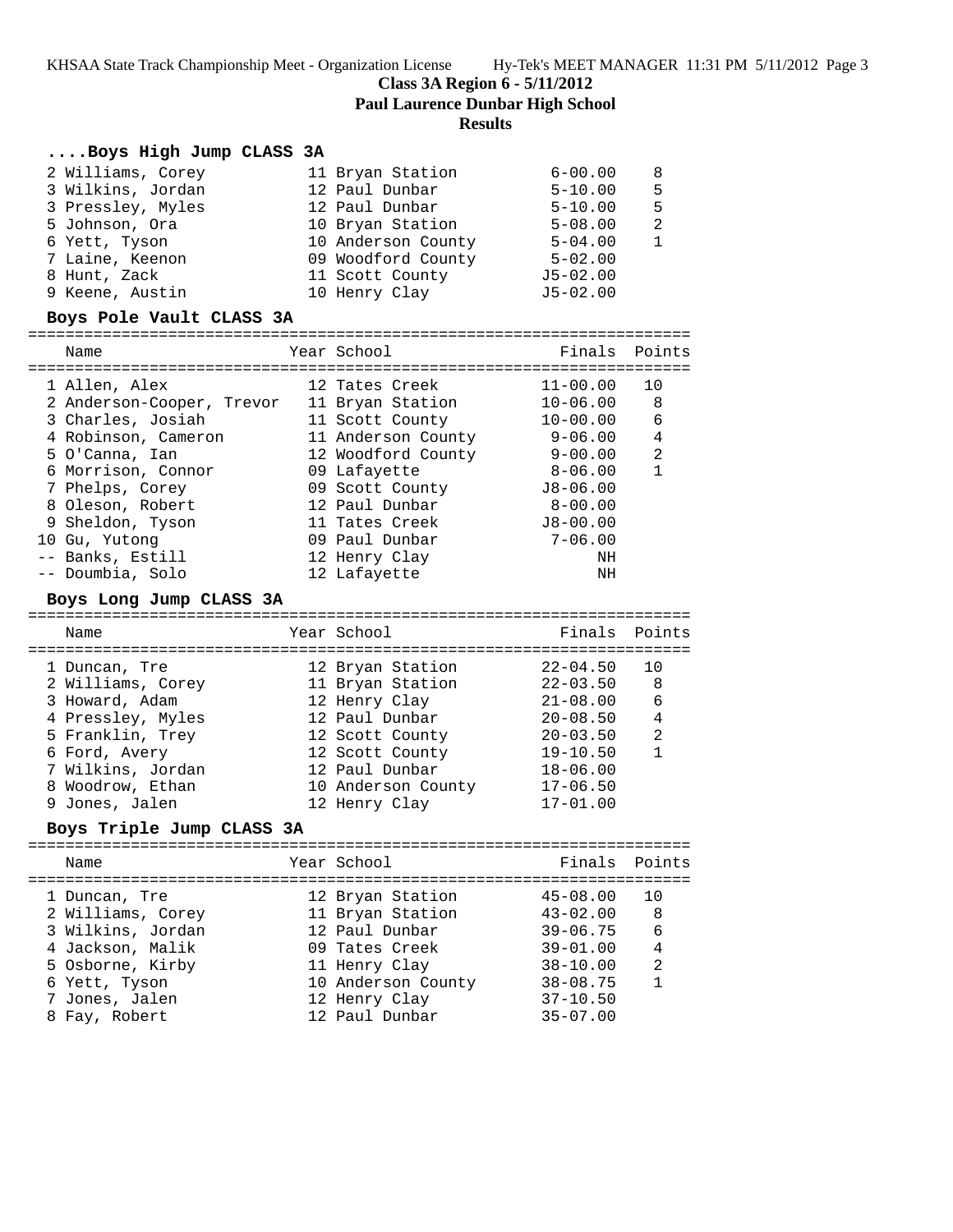**Class 3A Region 6 - 5/11/2012**

**Paul Laurence Dunbar High School**

**Results**

### ....Boys High Jump CLASS 3A

| Place | Name | Year | School | Finals | Points |
|---|---|---|---|---|---|
| 2 | Williams, Corey | 11 | Bryan Station | 6-00.00 | 8 |
| 3 | Wilkins, Jordan | 12 | Paul Dunbar | 5-10.00 | 5 |
| 3 | Pressley, Myles | 12 | Paul Dunbar | 5-10.00 | 5 |
| 5 | Johnson, Ora | 10 | Bryan Station | 5-08.00 | 2 |
| 6 | Yett, Tyson | 10 | Anderson County | 5-04.00 | 1 |
| 7 | Laine, Keenon | 09 | Woodford County | 5-02.00 | |
| 8 | Hunt, Zack | 11 | Scott County | J5-02.00 | |
| 9 | Keene, Austin | 10 | Henry Clay | J5-02.00 | |

### Boys Pole Vault CLASS 3A

| Place | Name | Year | School | Finals | Points |
|---|---|---|---|---|---|
| 1 | Allen, Alex | 12 | Tates Creek | 11-00.00 | 10 |
| 2 | Anderson-Cooper, Trevor | 11 | Bryan Station | 10-06.00 | 8 |
| 3 | Charles, Josiah | 11 | Scott County | 10-00.00 | 6 |
| 4 | Robinson, Cameron | 11 | Anderson County | 9-06.00 | 4 |
| 5 | O'Canna, Ian | 12 | Woodford County | 9-00.00 | 2 |
| 6 | Morrison, Connor | 09 | Lafayette | 8-06.00 | 1 |
| 7 | Phelps, Corey | 09 | Scott County | J8-06.00 | |
| 8 | Oleson, Robert | 12 | Paul Dunbar | 8-00.00 | |
| 9 | Sheldon, Tyson | 11 | Tates Creek | J8-00.00 | |
| 10 | Gu, Yutong | 09 | Paul Dunbar | 7-06.00 | |
| -- | Banks, Estill | 12 | Henry Clay | NH | |
| -- | Doumbia, Solo | 12 | Lafayette | NH | |

### Boys Long Jump CLASS 3A

| Place | Name | Year | School | Finals | Points |
|---|---|---|---|---|---|
| 1 | Duncan, Tre | 12 | Bryan Station | 22-04.50 | 10 |
| 2 | Williams, Corey | 11 | Bryan Station | 22-03.50 | 8 |
| 3 | Howard, Adam | 12 | Henry Clay | 21-08.00 | 6 |
| 4 | Pressley, Myles | 12 | Paul Dunbar | 20-08.50 | 4 |
| 5 | Franklin, Trey | 12 | Scott County | 20-03.50 | 2 |
| 6 | Ford, Avery | 12 | Scott County | 19-10.50 | 1 |
| 7 | Wilkins, Jordan | 12 | Paul Dunbar | 18-06.00 | |
| 8 | Woodrow, Ethan | 10 | Anderson County | 17-06.50 | |
| 9 | Jones, Jalen | 12 | Henry Clay | 17-01.00 | |

### Boys Triple Jump CLASS 3A

| Place | Name | Year | School | Finals | Points |
|---|---|---|---|---|---|
| 1 | Duncan, Tre | 12 | Bryan Station | 45-08.00 | 10 |
| 2 | Williams, Corey | 11 | Bryan Station | 43-02.00 | 8 |
| 3 | Wilkins, Jordan | 12 | Paul Dunbar | 39-06.75 | 6 |
| 4 | Jackson, Malik | 09 | Tates Creek | 39-01.00 | 4 |
| 5 | Osborne, Kirby | 11 | Henry Clay | 38-10.00 | 2 |
| 6 | Yett, Tyson | 10 | Anderson County | 38-08.75 | 1 |
| 7 | Jones, Jalen | 12 | Henry Clay | 37-10.50 | |
| 8 | Fay, Robert | 12 | Paul Dunbar | 35-07.00 | |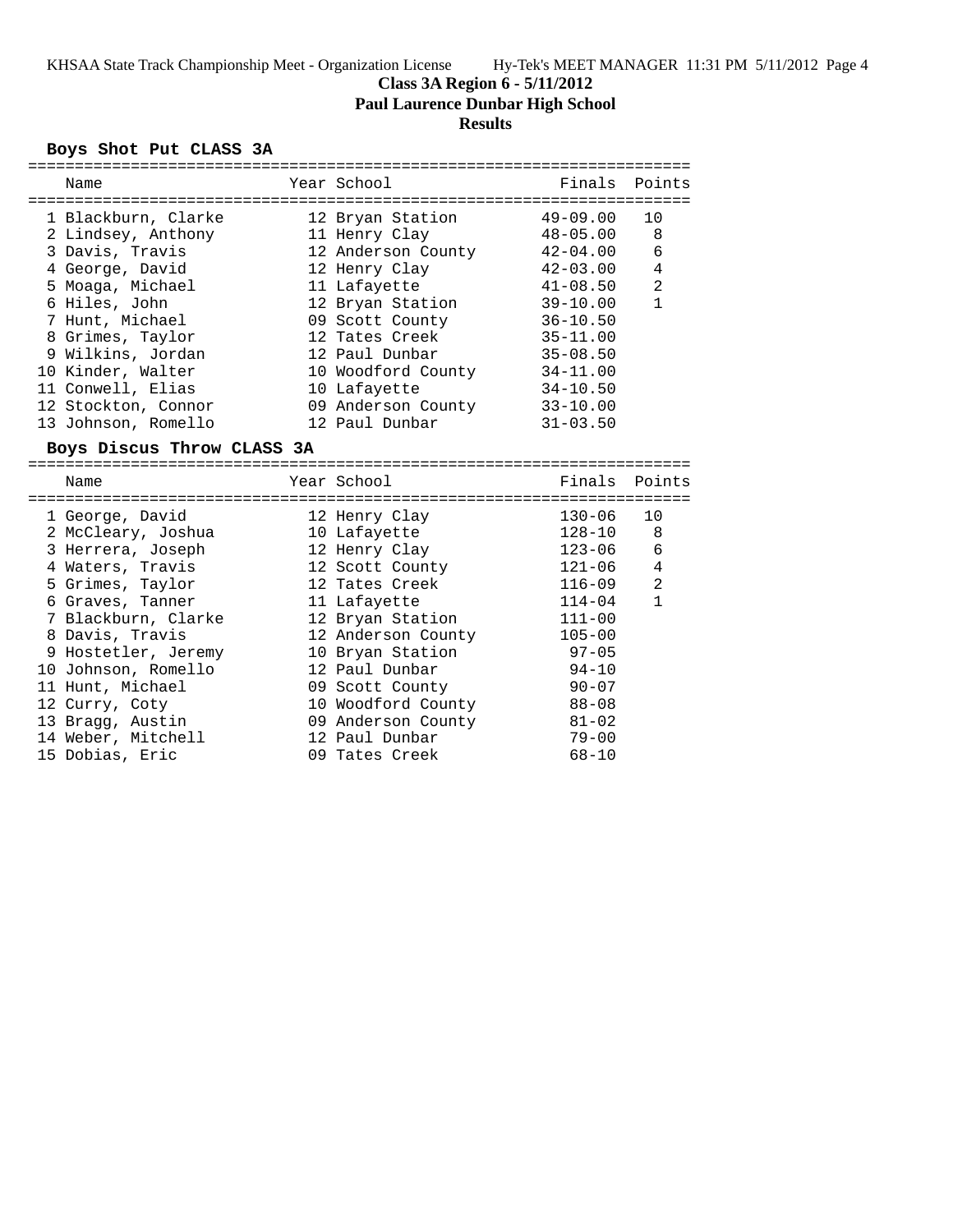**Class 3A Region 6 - 5/11/2012**

**Paul Laurence Dunbar High School**

**Results**

### Boys Shot Put CLASS 3A

| | Name | Year | School | Finals | Points |
|---|---|---|---|---|---|
| 1 | Blackburn, Clarke | 12 | Bryan Station | 49-09.00 | 10 |
| 2 | Lindsey, Anthony | 11 | Henry Clay | 48-05.00 | 8 |
| 3 | Davis, Travis | 12 | Anderson County | 42-04.00 | 6 |
| 4 | George, David | 12 | Henry Clay | 42-03.00 | 4 |
| 5 | Moaga, Michael | 11 | Lafayette | 41-08.50 | 2 |
| 6 | Hiles, John | 12 | Bryan Station | 39-10.00 | 1 |
| 7 | Hunt, Michael | 09 | Scott County | 36-10.50 | |
| 8 | Grimes, Taylor | 12 | Tates Creek | 35-11.00 | |
| 9 | Wilkins, Jordan | 12 | Paul Dunbar | 35-08.50 | |
| 10 | Kinder, Walter | 10 | Woodford County | 34-11.00 | |
| 11 | Conwell, Elias | 10 | Lafayette | 34-10.50 | |
| 12 | Stockton, Connor | 09 | Anderson County | 33-10.00 | |
| 13 | Johnson, Romello | 12 | Paul Dunbar | 31-03.50 | |

### Boys Discus Throw CLASS 3A

| | Name | Year | School | Finals | Points |
|---|---|---|---|---|---|
| 1 | George, David | 12 | Henry Clay | 130-06 | 10 |
| 2 | McCleary, Joshua | 10 | Lafayette | 128-10 | 8 |
| 3 | Herrera, Joseph | 12 | Henry Clay | 123-06 | 6 |
| 4 | Waters, Travis | 12 | Scott County | 121-06 | 4 |
| 5 | Grimes, Taylor | 12 | Tates Creek | 116-09 | 2 |
| 6 | Graves, Tanner | 11 | Lafayette | 114-04 | 1 |
| 7 | Blackburn, Clarke | 12 | Bryan Station | 111-00 | |
| 8 | Davis, Travis | 12 | Anderson County | 105-00 | |
| 9 | Hostetler, Jeremy | 10 | Bryan Station | 97-05 | |
| 10 | Johnson, Romello | 12 | Paul Dunbar | 94-10 | |
| 11 | Hunt, Michael | 09 | Scott County | 90-07 | |
| 12 | Curry, Coty | 10 | Woodford County | 88-08 | |
| 13 | Bragg, Austin | 09 | Anderson County | 81-02 | |
| 14 | Weber, Mitchell | 12 | Paul Dunbar | 79-00 | |
| 15 | Dobias, Eric | 09 | Tates Creek | 68-10 | |